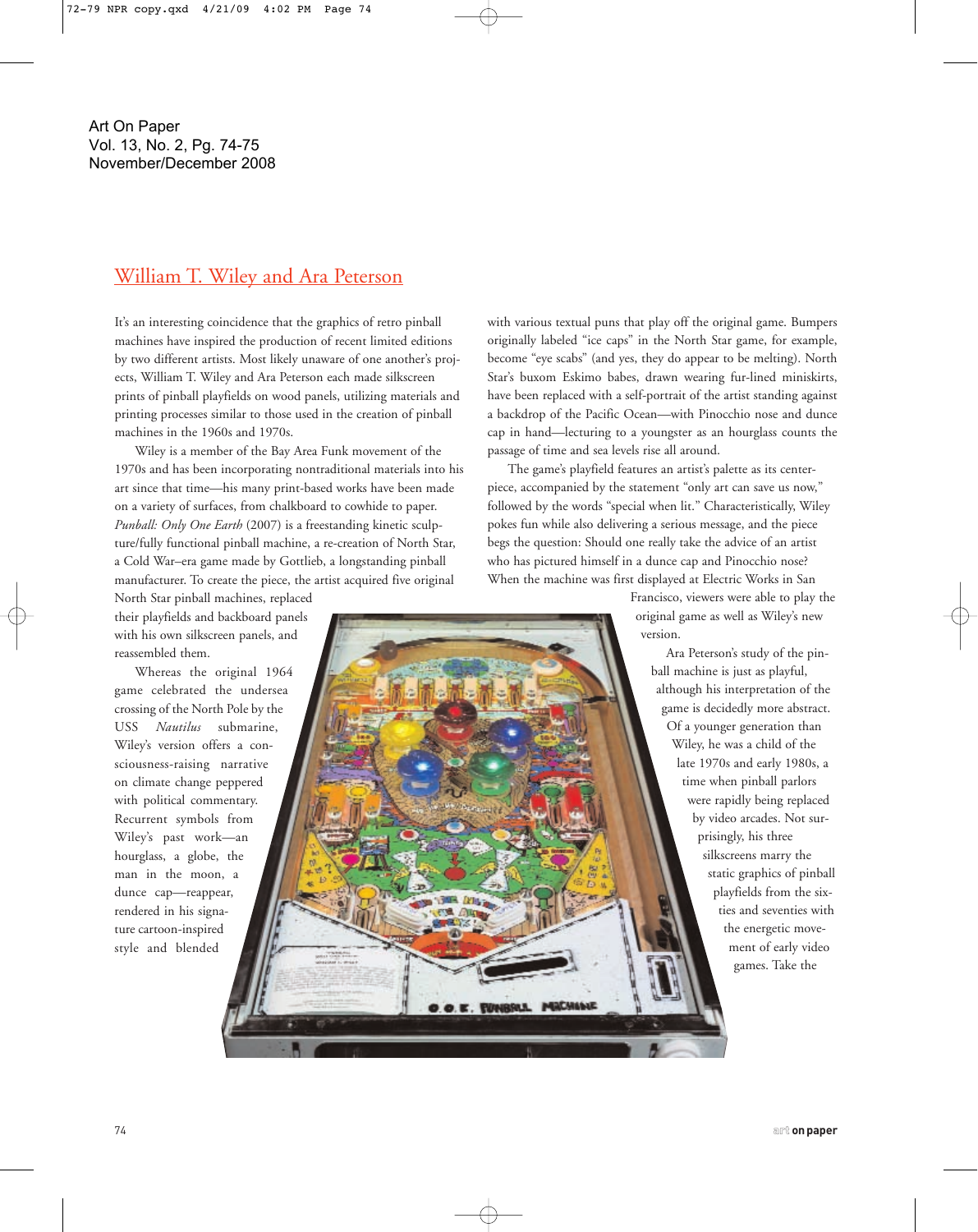Art On Paper
Vol. 13, No. 2, Pg. 74-75
November/December 2008

## William T. Wiley and Ara Peterson

It's an interesting coincidence that the graphics of retro pinball machines have inspired the production of recent limited editions by two different artists. Most likely unaware of one another's projects, William T. Wiley and Ara Peterson each made silkscreen prints of pinball playfields on wood panels, utilizing materials and printing processes similar to those used in the creation of pinball machines in the 1960s and 1970s.

Wiley is a member of the Bay Area Funk movement of the 1970s and has been incorporating nontraditional materials into his art since that time—his many print-based works have been made on a variety of surfaces, from chalkboard to cowhide to paper. *Punball: Only One Earth* (2007) is a freestanding kinetic sculpture/fully functional pinball machine, a re-creation of North Star, a Cold War–era game made by Gottlieb, a longstanding pinball manufacturer. To create the piece, the artist acquired five original North Star pinball machines, replaced their playfields and backboard panels with his own silkscreen panels, and reassembled them.

Whereas the original 1964 game celebrated the undersea crossing of the North Pole by the USS *Nautilus* submarine, Wiley's version offers a consciousness-raising narrative on climate change peppered with political commentary. Recurrent symbols from Wiley's past work—an hourglass, a globe, the man in the moon, a dunce cap—reappear, rendered in his signature cartoon-inspired style and blended with various textual puns that play off the original game. Bumpers originally labeled "ice caps" in the North Star game, for example, become "eye scabs" (and yes, they do appear to be melting). North Star's buxom Eskimo babes, drawn wearing fur-lined miniskirts, have been replaced with a self-portrait of the artist standing against a backdrop of the Pacific Ocean—with Pinocchio nose and dunce cap in hand—lecturing to a youngster as an hourglass counts the passage of time and sea levels rise all around.

The game's playfield features an artist's palette as its centerpiece, accompanied by the statement "only art can save us now," followed by the words "special when lit." Characteristically, Wiley pokes fun while also delivering a serious message, and the piece begs the question: Should one really take the advice of an artist who has pictured himself in a dunce cap and Pinocchio nose? When the machine was first displayed at Electric Works in San Francisco, viewers were able to play the original game as well as Wiley's new version.

Ara Peterson's study of the pinball machine is just as playful, although his interpretation of the game is decidedly more abstract. Of a younger generation than Wiley, he was a child of the late 1970s and early 1980s, a time when pinball parlors were rapidly being replaced by video arcades. Not surprisingly, his three silkscreens marry the static graphics of pinball playfields from the sixties and seventies with the energetic movement of early video games. Take the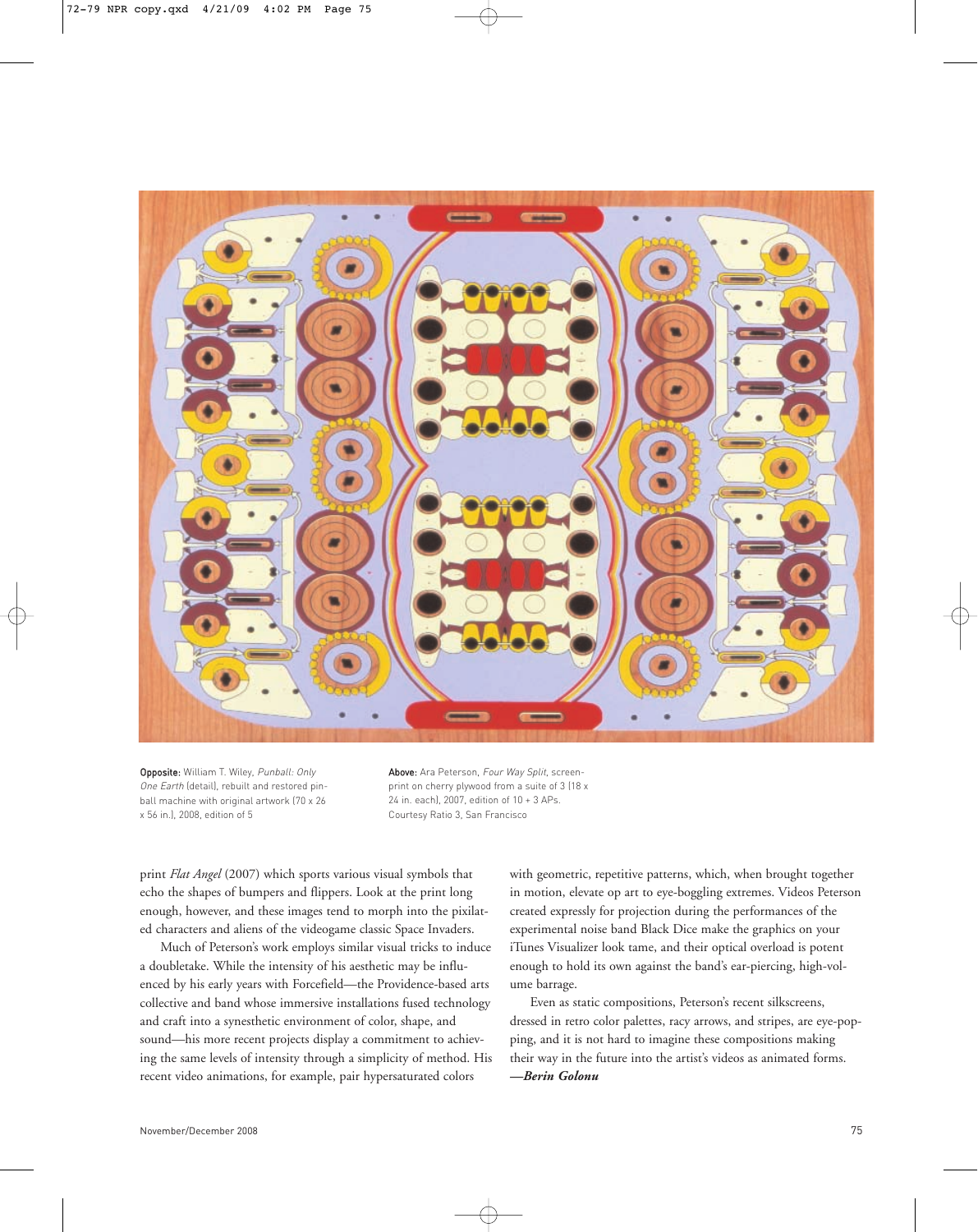**Opposite:** William T. Wiley, *Punball: Only One Earth* (detail), rebuilt and restored pinball machine with original artwork (70 x 26 x 56 in.), 2008, edition of 5

**Above:** Ara Peterson, *Four Way Split*, screenprint on cherry plywood from a suite of 3 (18 x 24 in. each), 2007, edition of 10 + 3 APs. Courtesy Ratio 3, San Francisco

print *Flat Angel* (2007) which sports various visual symbols that echo the shapes of bumpers and flippers. Look at the print long enough, however, and these images tend to morph into the pixilated characters and aliens of the videogame classic Space Invaders.

Much of Peterson's work employs similar visual tricks to induce a doubletake. While the intensity of his aesthetic may be influenced by his early years with Forcefield—the Providence-based arts collective and band whose immersive installations fused technology and craft into a synesthetic environment of color, shape, and sound—his more recent projects display a commitment to achieving the same levels of intensity through a simplicity of method. His recent video animations, for example, pair hypersaturated colors with geometric, repetitive patterns, which, when brought together in motion, elevate op art to eye-boggling extremes. Videos Peterson created expressly for projection during the performances of the experimental noise band Black Dice make the graphics on your iTunes Visualizer look tame, and their optical overload is potent enough to hold its own against the band's ear-piercing, high-volume barrage.

Even as static compositions, Peterson's recent silkscreens, dressed in retro color palettes, racy arrows, and stripes, are eye-popping, and it is not hard to imagine these compositions making their way in the future into the artist's videos as animated forms.

***—Berin Golonu***